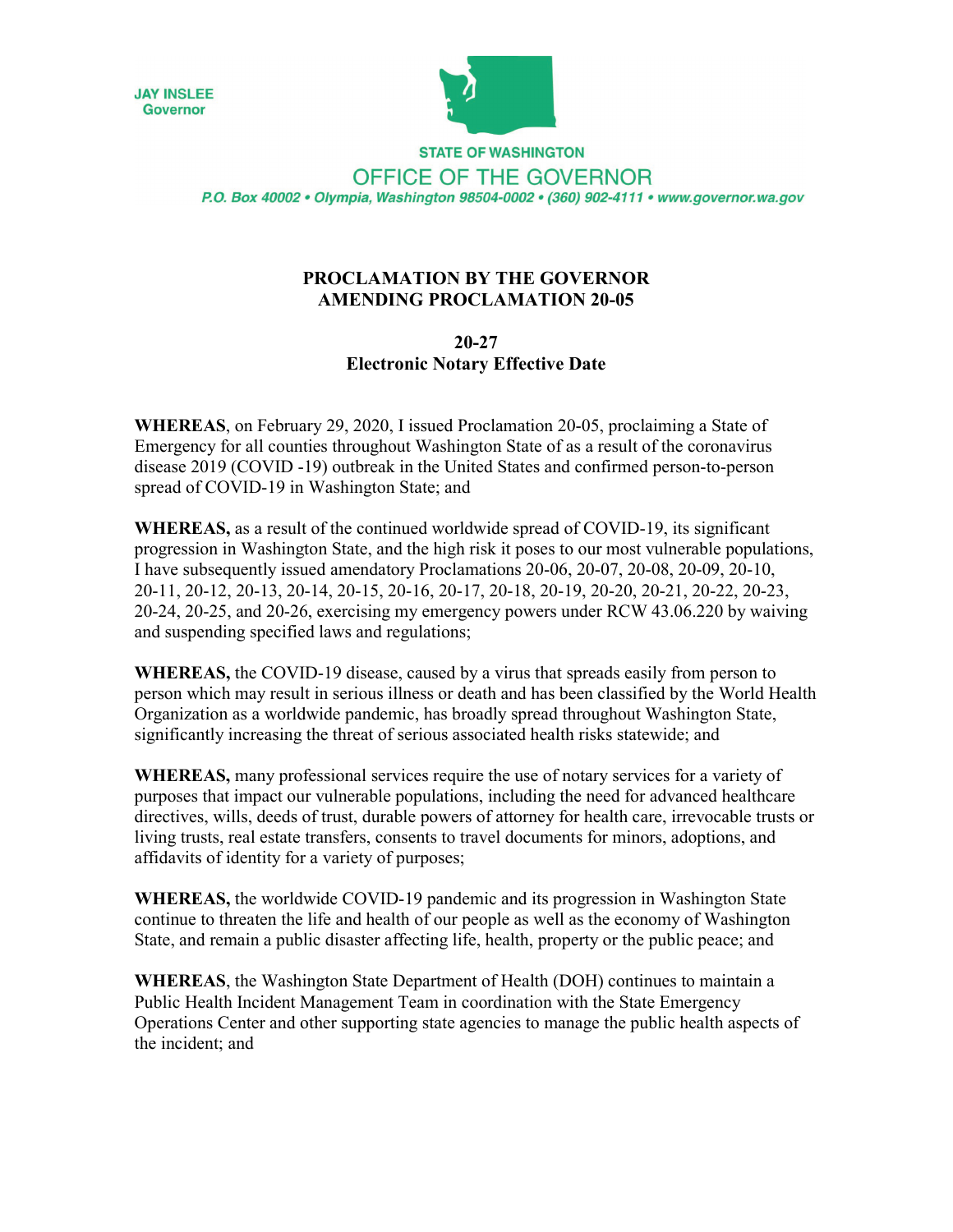JAY INSLEE
Governor

STATE OF WASHINGTON

OFFICE OF THE GOVERNOR

P.O. Box 40002 • Olympia, Washington 98504-0002 • (360) 902-4111 • www.governor.wa.gov

# PROCLAMATION BY THE GOVERNOR AMENDING PROCLAMATION 20-05

## 20-27
## Electronic Notary Effective Date

**WHEREAS**, on February 29, 2020, I issued Proclamation 20-05, proclaiming a State of Emergency for all counties throughout Washington State of as a result of the coronavirus disease 2019 (COVID -19) outbreak in the United States and confirmed person-to-person spread of COVID-19 in Washington State; and

**WHEREAS,** as a result of the continued worldwide spread of COVID-19, its significant progression in Washington State, and the high risk it poses to our most vulnerable populations, I have subsequently issued amendatory Proclamations 20-06, 20-07, 20-08, 20-09, 20-10, 20-11, 20-12, 20-13, 20-14, 20-15, 20-16, 20-17, 20-18, 20-19, 20-20, 20-21, 20-22, 20-23, 20-24, 20-25, and 20-26, exercising my emergency powers under RCW 43.06.220 by waiving and suspending specified laws and regulations;

**WHEREAS,** the COVID-19 disease, caused by a virus that spreads easily from person to person which may result in serious illness or death and has been classified by the World Health Organization as a worldwide pandemic, has broadly spread throughout Washington State, significantly increasing the threat of serious associated health risks statewide; and

**WHEREAS,** many professional services require the use of notary services for a variety of purposes that impact our vulnerable populations, including the need for advanced healthcare directives, wills, deeds of trust, durable powers of attorney for health care, irrevocable trusts or living trusts, real estate transfers, consents to travel documents for minors, adoptions, and affidavits of identity for a variety of purposes;

**WHEREAS,** the worldwide COVID-19 pandemic and its progression in Washington State continue to threaten the life and health of our people as well as the economy of Washington State, and remain a public disaster affecting life, health, property or the public peace; and

**WHEREAS**, the Washington State Department of Health (DOH) continues to maintain a Public Health Incident Management Team in coordination with the State Emergency Operations Center and other supporting state agencies to manage the public health aspects of the incident; and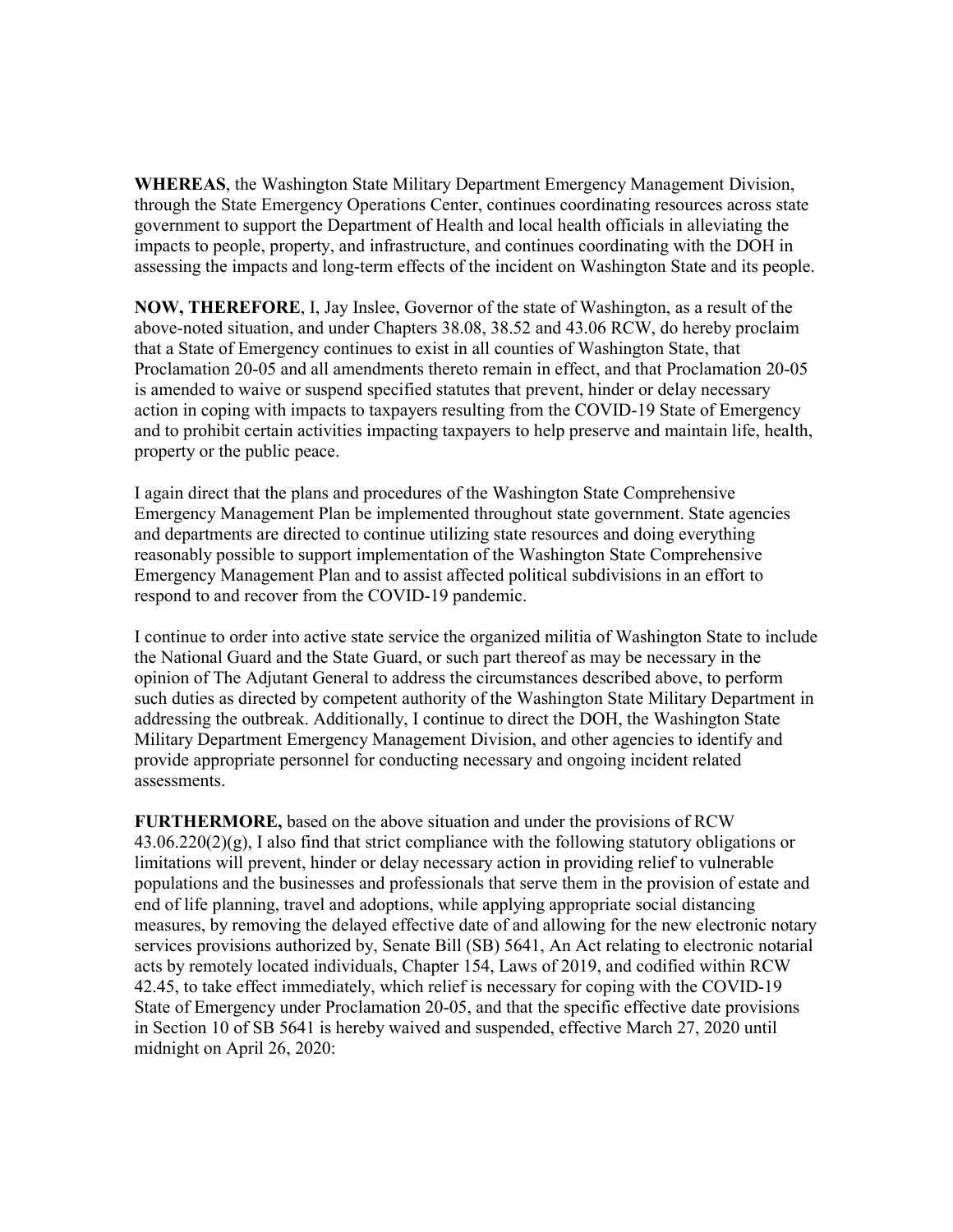**WHEREAS**, the Washington State Military Department Emergency Management Division, through the State Emergency Operations Center, continues coordinating resources across state government to support the Department of Health and local health officials in alleviating the impacts to people, property, and infrastructure, and continues coordinating with the DOH in assessing the impacts and long-term effects of the incident on Washington State and its people.

**NOW, THEREFORE**, I, Jay Inslee, Governor of the state of Washington, as a result of the above-noted situation, and under Chapters 38.08, 38.52 and 43.06 RCW, do hereby proclaim that a State of Emergency continues to exist in all counties of Washington State, that Proclamation 20-05 and all amendments thereto remain in effect, and that Proclamation 20-05 is amended to waive or suspend specified statutes that prevent, hinder or delay necessary action in coping with impacts to taxpayers resulting from the COVID-19 State of Emergency and to prohibit certain activities impacting taxpayers to help preserve and maintain life, health, property or the public peace.

I again direct that the plans and procedures of the Washington State Comprehensive Emergency Management Plan be implemented throughout state government. State agencies and departments are directed to continue utilizing state resources and doing everything reasonably possible to support implementation of the Washington State Comprehensive Emergency Management Plan and to assist affected political subdivisions in an effort to respond to and recover from the COVID-19 pandemic.

I continue to order into active state service the organized militia of Washington State to include the National Guard and the State Guard, or such part thereof as may be necessary in the opinion of The Adjutant General to address the circumstances described above, to perform such duties as directed by competent authority of the Washington State Military Department in addressing the outbreak. Additionally, I continue to direct the DOH, the Washington State Military Department Emergency Management Division, and other agencies to identify and provide appropriate personnel for conducting necessary and ongoing incident related assessments.

**FURTHERMORE,** based on the above situation and under the provisions of RCW 43.06.220(2)(g), I also find that strict compliance with the following statutory obligations or limitations will prevent, hinder or delay necessary action in providing relief to vulnerable populations and the businesses and professionals that serve them in the provision of estate and end of life planning, travel and adoptions, while applying appropriate social distancing measures, by removing the delayed effective date of and allowing for the new electronic notary services provisions authorized by, Senate Bill (SB) 5641, An Act relating to electronic notarial acts by remotely located individuals, Chapter 154, Laws of 2019, and codified within RCW 42.45, to take effect immediately, which relief is necessary for coping with the COVID-19 State of Emergency under Proclamation 20-05, and that the specific effective date provisions in Section 10 of SB 5641 is hereby waived and suspended, effective March 27, 2020 until midnight on April 26, 2020: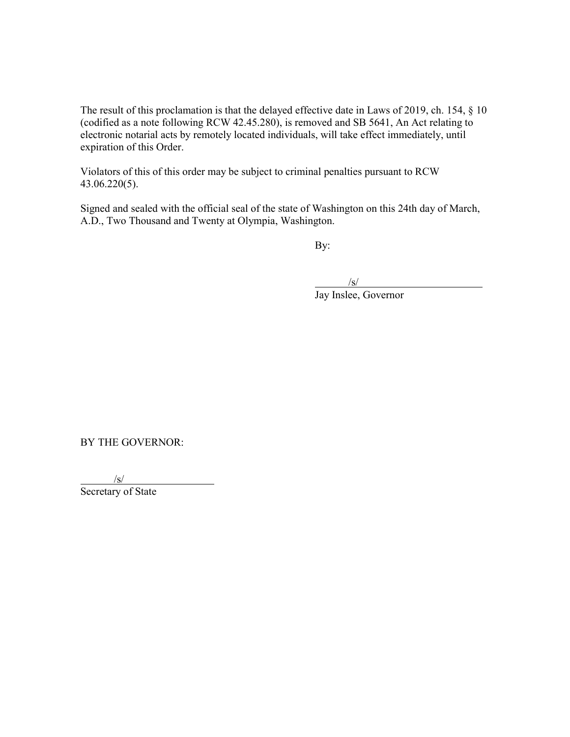The result of this proclamation is that the delayed effective date in Laws of 2019, ch. 154, § 10 (codified as a note following RCW 42.45.280), is removed and SB 5641, An Act relating to electronic notarial acts by remotely located individuals, will take effect immediately, until expiration of this Order.

Violators of this of this order may be subject to criminal penalties pursuant to RCW 43.06.220(5).

Signed and sealed with the official seal of the state of Washington on this 24th day of March, A.D., Two Thousand and Twenty at Olympia, Washington.

By:

/s/

Jay Inslee, Governor

BY THE GOVERNOR:

/s/

Secretary of State